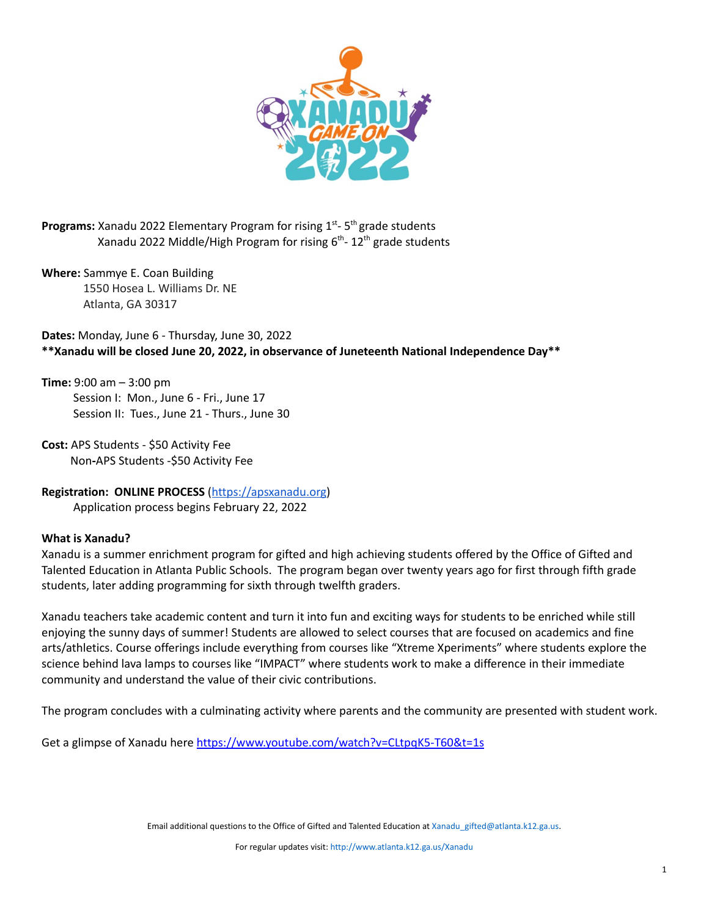**Programs:** Xanadu 2022 Elementary Program for rising 1st- 5th grade students
Xanadu 2022 Middle/High Program for rising 6th- 12th grade students

**Where:** Sammye E. Coan Building
1550 Hosea L. Williams Dr. NE
Atlanta, GA 30317

**Dates:** Monday, June 6 - Thursday, June 30, 2022
****Xanadu will be closed June 20, 2022, in observance of Juneteenth National Independence Day****

**Time:** 9:00 am – 3:00 pm
Session I: Mon., June 6 - Fri., June 17
Session II: Tues., June 21 - Thurs., June 30

**Cost:** APS Students - $50 Activity Fee
Non-APS Students -$50 Activity Fee

**Registration: ONLINE PROCESS** (https://apsxanadu.org)
Application process begins February 22, 2022

**What is Xanadu?**
Xanadu is a summer enrichment program for gifted and high achieving students offered by the Office of Gifted and Talented Education in Atlanta Public Schools. The program began over twenty years ago for first through fifth grade students, later adding programming for sixth through twelfth graders.

Xanadu teachers take academic content and turn it into fun and exciting ways for students to be enriched while still enjoying the sunny days of summer! Students are allowed to select courses that are focused on academics and fine arts/athletics. Course offerings include everything from courses like "Xtreme Xperiments" where students explore the science behind lava lamps to courses like "IMPACT" where students work to make a difference in their immediate community and understand the value of their civic contributions.

The program concludes with a culminating activity where parents and the community are presented with student work.

Get a glimpse of Xanadu here https://www.youtube.com/watch?v=CLtpqK5-T60&t=1s

Email additional questions to the Office of Gifted and Talented Education at Xanadu_gifted@atlanta.k12.ga.us.

For regular updates visit: http://www.atlanta.k12.ga.us/Xanadu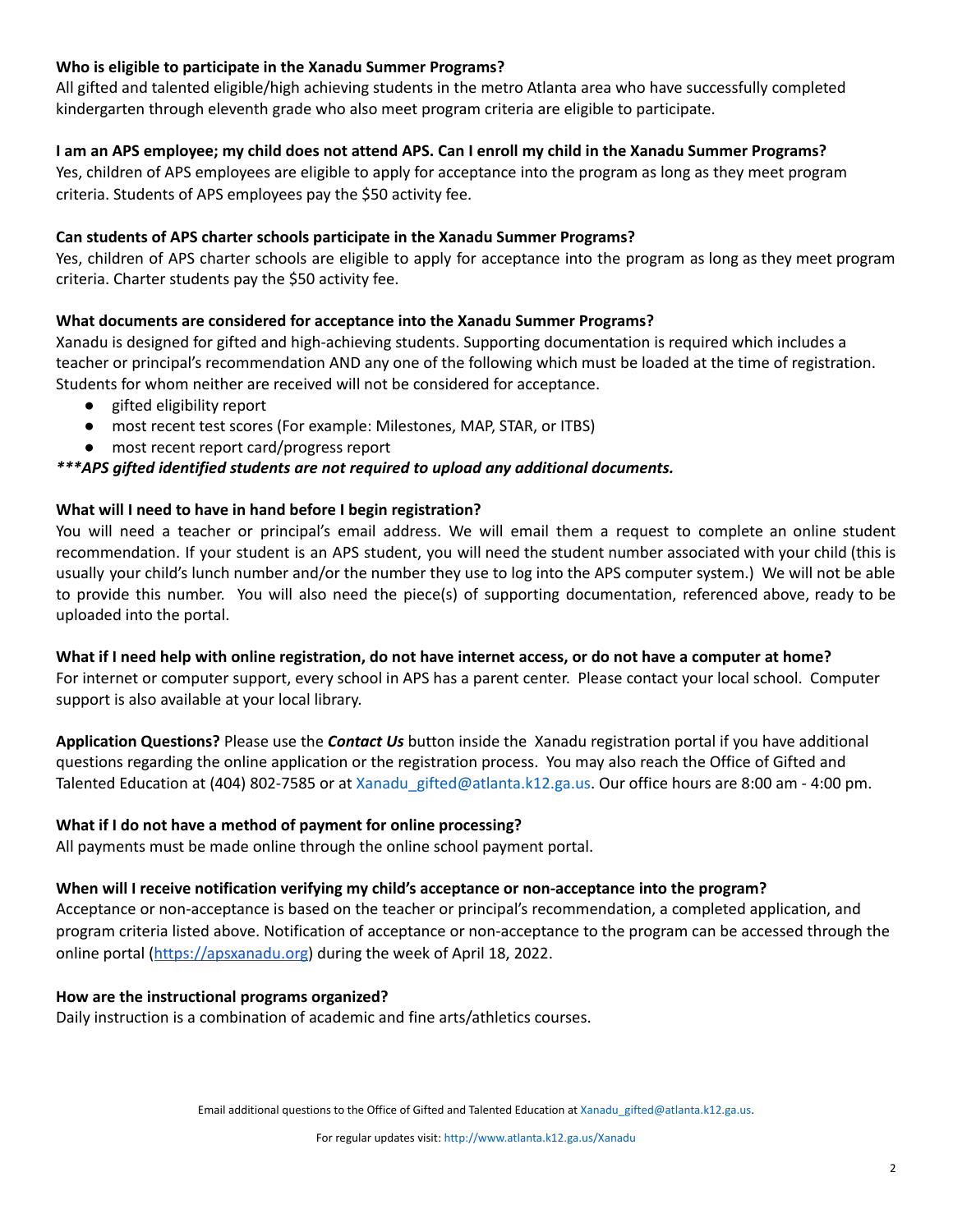**Who is eligible to participate in the Xanadu Summer Programs?**
All gifted and talented eligible/high achieving students in the metro Atlanta area who have successfully completed kindergarten through eleventh grade who also meet program criteria are eligible to participate.

**I am an APS employee; my child does not attend APS. Can I enroll my child in the Xanadu Summer Programs?**
Yes, children of APS employees are eligible to apply for acceptance into the program as long as they meet program criteria. Students of APS employees pay the $50 activity fee.

**Can students of APS charter schools participate in the Xanadu Summer Programs?**
Yes, children of APS charter schools are eligible to apply for acceptance into the program as long as they meet program criteria. Charter students pay the $50 activity fee.

**What documents are considered for acceptance into the Xanadu Summer Programs?**
Xanadu is designed for gifted and high-achieving students. Supporting documentation is required which includes a teacher or principal's recommendation AND any one of the following which must be loaded at the time of registration. Students for whom neither are received will not be considered for acceptance.

- gifted eligibility report
- most recent test scores (For example: Milestones, MAP, STAR, or ITBS)
- most recent report card/progress report

***\*\*\*APS gifted identified students are not required to upload any additional documents.***

**What will I need to have in hand before I begin registration?**
You will need a teacher or principal's email address. We will email them a request to complete an online student recommendation. If your student is an APS student, you will need the student number associated with your child (this is usually your child's lunch number and/or the number they use to log into the APS computer system.) We will not be able to provide this number. You will also need the piece(s) of supporting documentation, referenced above, ready to be uploaded into the portal.

**What if I need help with online registration, do not have internet access, or do not have a computer at home?**
For internet or computer support, every school in APS has a parent center. Please contact your local school. Computer support is also available at your local library.

**Application Questions?** Please use the ***Contact Us*** button inside the Xanadu registration portal if you have additional questions regarding the online application or the registration process. You may also reach the Office of Gifted and Talented Education at (404) 802-7585 or at Xanadu_gifted@atlanta.k12.ga.us. Our office hours are 8:00 am - 4:00 pm.

**What if I do not have a method of payment for online processing?**
All payments must be made online through the online school payment portal.

**When will I receive notification verifying my child's acceptance or non-acceptance into the program?**
Acceptance or non-acceptance is based on the teacher or principal's recommendation, a completed application, and program criteria listed above. Notification of acceptance or non-acceptance to the program can be accessed through the online portal (https://apsxanadu.org) during the week of April 18, 2022.

**How are the instructional programs organized?**
Daily instruction is a combination of academic and fine arts/athletics courses.

Email additional questions to the Office of Gifted and Talented Education at Xanadu_gifted@atlanta.k12.ga.us.

For regular updates visit: http://www.atlanta.k12.ga.us/Xanadu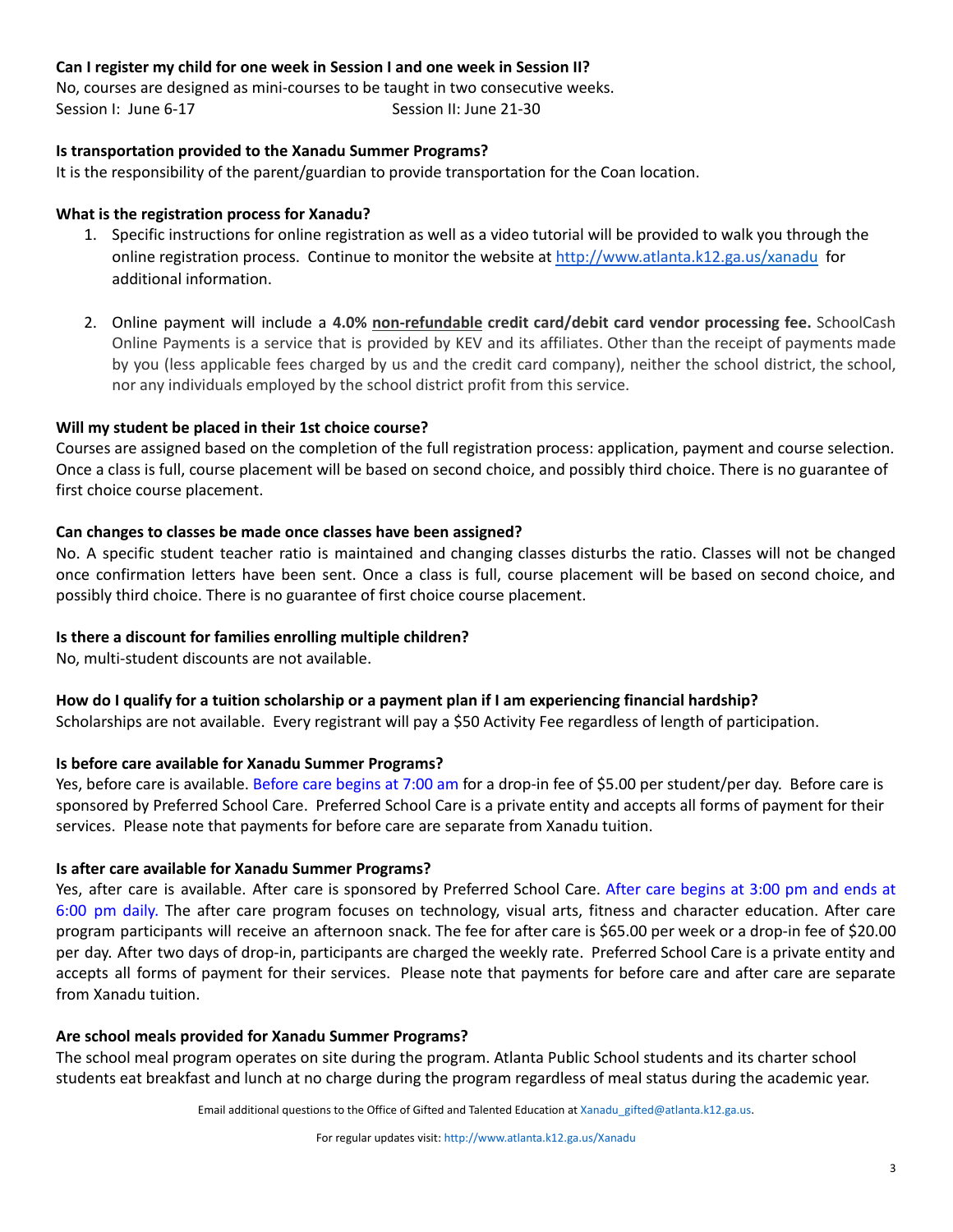**Can I register my child for one week in Session I and one week in Session II?**

No, courses are designed as mini-courses to be taught in two consecutive weeks.

Session I: June 6-17 Session II: June 21-30

**Is transportation provided to the Xanadu Summer Programs?**

It is the responsibility of the parent/guardian to provide transportation for the Coan location.

**What is the registration process for Xanadu?**

1. Specific instructions for online registration as well as a video tutorial will be provided to walk you through the online registration process. Continue to monitor the website at http://www.atlanta.k12.ga.us/xanadu for additional information.

2. Online payment will include a **4.0% non-refundable credit card/debit card vendor processing fee.** SchoolCash Online Payments is a service that is provided by KEV and its affiliates. Other than the receipt of payments made by you (less applicable fees charged by us and the credit card company), neither the school district, the school, nor any individuals employed by the school district profit from this service.

**Will my student be placed in their 1st choice course?**

Courses are assigned based on the completion of the full registration process: application, payment and course selection. Once a class is full, course placement will be based on second choice, and possibly third choice. There is no guarantee of first choice course placement.

**Can changes to classes be made once classes have been assigned?**

No. A specific student teacher ratio is maintained and changing classes disturbs the ratio. Classes will not be changed once confirmation letters have been sent. Once a class is full, course placement will be based on second choice, and possibly third choice. There is no guarantee of first choice course placement.

**Is there a discount for families enrolling multiple children?**

No, multi-student discounts are not available.

**How do I qualify for a tuition scholarship or a payment plan if I am experiencing financial hardship?**

Scholarships are not available. Every registrant will pay a $50 Activity Fee regardless of length of participation.

**Is before care available for Xanadu Summer Programs?**

Yes, before care is available. Before care begins at 7:00 am for a drop-in fee of $5.00 per student/per day. Before care is sponsored by Preferred School Care. Preferred School Care is a private entity and accepts all forms of payment for their services. Please note that payments for before care are separate from Xanadu tuition.

**Is after care available for Xanadu Summer Programs?**

Yes, after care is available. After care is sponsored by Preferred School Care. After care begins at 3:00 pm and ends at 6:00 pm daily. The after care program focuses on technology, visual arts, fitness and character education. After care program participants will receive an afternoon snack. The fee for after care is $65.00 per week or a drop-in fee of $20.00 per day. After two days of drop-in, participants are charged the weekly rate. Preferred School Care is a private entity and accepts all forms of payment for their services. Please note that payments for before care and after care are separate from Xanadu tuition.

**Are school meals provided for Xanadu Summer Programs?**

The school meal program operates on site during the program. Atlanta Public School students and its charter school students eat breakfast and lunch at no charge during the program regardless of meal status during the academic year.

Email additional questions to the Office of Gifted and Talented Education at Xanadu_gifted@atlanta.k12.ga.us.

For regular updates visit: http://www.atlanta.k12.ga.us/Xanadu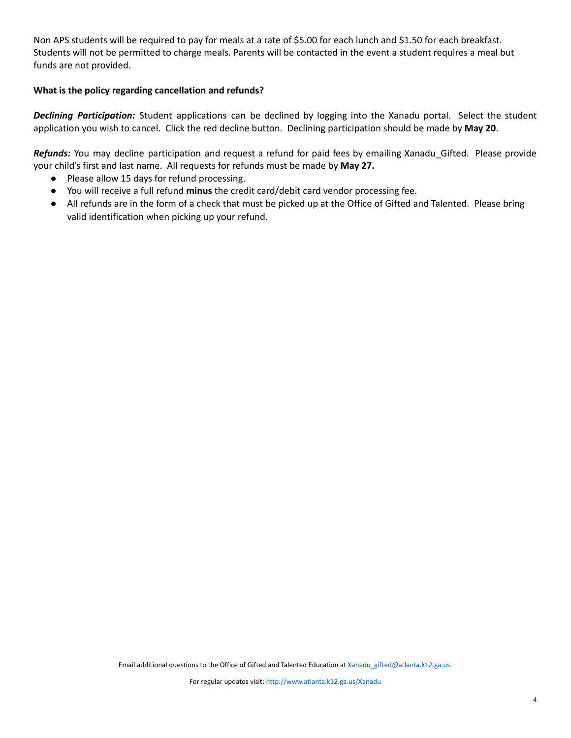Non APS students will be required to pay for meals at a rate of $5.00 for each lunch and $1.50 for each breakfast. Students will not be permitted to charge meals. Parents will be contacted in the event a student requires a meal but funds are not provided.

**What is the policy regarding cancellation and refunds?**

***Declining Participation:*** Student applications can be declined by logging into the Xanadu portal. Select the student application you wish to cancel. Click the red decline button. Declining participation should be made by **May 20**.

***Refunds:*** You may decline participation and request a refund for paid fees by emailing Xanadu_Gifted. Please provide your child's first and last name. All requests for refunds must be made by **May 27.**

- Please allow 15 days for refund processing.
- You will receive a full refund **minus** the credit card/debit card vendor processing fee.
- All refunds are in the form of a check that must be picked up at the Office of Gifted and Talented. Please bring valid identification when picking up your refund.

Email additional questions to the Office of Gifted and Talented Education at Xanadu_gifted@atlanta.k12.ga.us.

For regular updates visit: http://www.atlanta.k12.ga.us/Xanadu